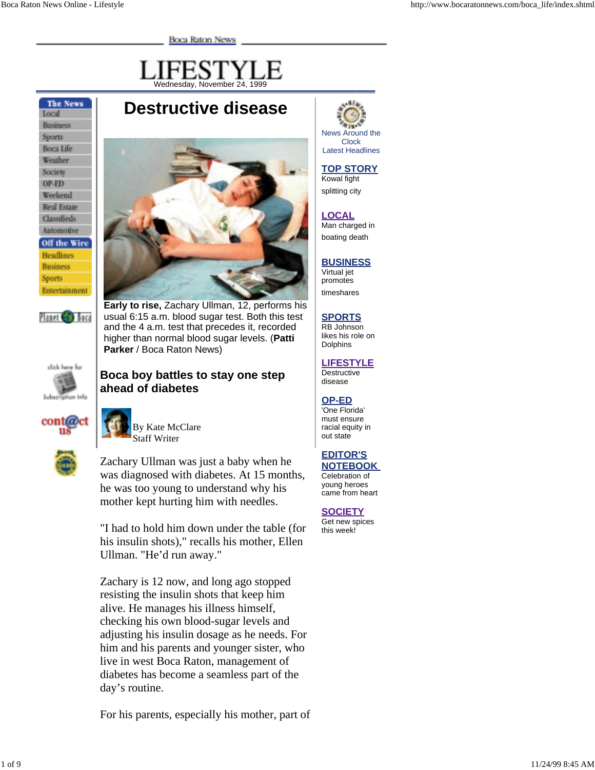Boca Raton News

# LIFESTYLE

Wednesday, November 24, 1999

The News
- Local
- Business
- Sports
- Boca Life
- Weather
- Society
- OP-ED
- Weekend
- Real Estate
- Classifieds
- Automotive

Off the Wire
- Headlines
- Business
- Sports
- Entertainment

Planet Boca

click here for Subscription Info

cont@ct us

## Destructive disease

**Early to rise,** Zachary Ullman, 12, performs his usual 6:15 a.m. blood sugar test. Both this test and the 4 a.m. test that precedes it, recorded higher than normal blood sugar levels. (**Patti Parker** / Boca Raton News)

### Boca boy battles to stay one step ahead of diabetes

By Kate McClare
Staff Writer

Zachary Ullman was just a baby when he was diagnosed with diabetes. At 15 months, he was too young to understand why his mother kept hurting him with needles.

"I had to hold him down under the table (for his insulin shots)," recalls his mother, Ellen Ullman. "He'd run away."

Zachary is 12 now, and long ago stopped resisting the insulin shots that keep him alive. He manages his illness himself, checking his own blood-sugar levels and adjusting his insulin dosage as he needs. For him and his parents and younger sister, who live in west Boca Raton, management of diabetes has become a seamless part of the day's routine.

For his parents, especially his mother, part of

News Around the Clock
Latest Headlines

**TOP STORY**
Kowal fight splitting city

**LOCAL**
Man charged in boating death

**BUSINESS**
Virtual jet promotes timeshares

**SPORTS**
RB Johnson likes his role on Dolphins

**LIFESTYLE**
Destructive disease

**OP-ED**
'One Florida' must ensure racial equity in out state

**EDITOR'S NOTEBOOK**
Celebration of young heroes came from heart

**SOCIETY**
Get new spices this week!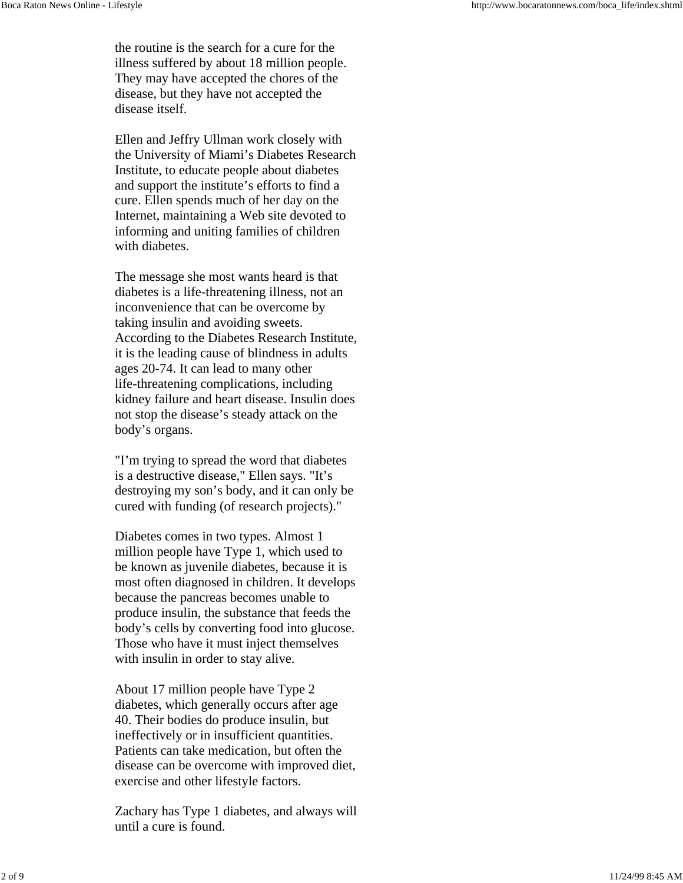the routine is the search for a cure for the illness suffered by about 18 million people. They may have accepted the chores of the disease, but they have not accepted the disease itself.

Ellen and Jeffry Ullman work closely with the University of Miami's Diabetes Research Institute, to educate people about diabetes and support the institute's efforts to find a cure. Ellen spends much of her day on the Internet, maintaining a Web site devoted to informing and uniting families of children with diabetes.

The message she most wants heard is that diabetes is a life-threatening illness, not an inconvenience that can be overcome by taking insulin and avoiding sweets. According to the Diabetes Research Institute, it is the leading cause of blindness in adults ages 20-74. It can lead to many other life-threatening complications, including kidney failure and heart disease. Insulin does not stop the disease's steady attack on the body's organs.

"I'm trying to spread the word that diabetes is a destructive disease," Ellen says. "It's destroying my son's body, and it can only be cured with funding (of research projects)."

Diabetes comes in two types. Almost 1 million people have Type 1, which used to be known as juvenile diabetes, because it is most often diagnosed in children. It develops because the pancreas becomes unable to produce insulin, the substance that feeds the body's cells by converting food into glucose. Those who have it must inject themselves with insulin in order to stay alive.

About 17 million people have Type 2 diabetes, which generally occurs after age 40. Their bodies do produce insulin, but ineffectively or in insufficient quantities. Patients can take medication, but often the disease can be overcome with improved diet, exercise and other lifestyle factors.

Zachary has Type 1 diabetes, and always will until a cure is found.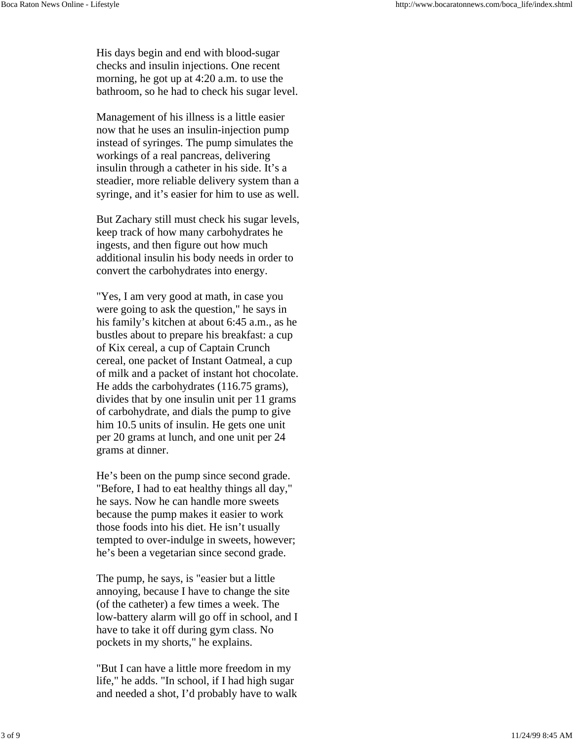His days begin and end with blood-sugar checks and insulin injections. One recent morning, he got up at 4:20 a.m. to use the bathroom, so he had to check his sugar level.

Management of his illness is a little easier now that he uses an insulin-injection pump instead of syringes. The pump simulates the workings of a real pancreas, delivering insulin through a catheter in his side. It’s a steadier, more reliable delivery system than a syringe, and it’s easier for him to use as well.

But Zachary still must check his sugar levels, keep track of how many carbohydrates he ingests, and then figure out how much additional insulin his body needs in order to convert the carbohydrates into energy.

"Yes, I am very good at math, in case you were going to ask the question," he says in his family’s kitchen at about 6:45 a.m., as he bustles about to prepare his breakfast: a cup of Kix cereal, a cup of Captain Crunch cereal, one packet of Instant Oatmeal, a cup of milk and a packet of instant hot chocolate. He adds the carbohydrates (116.75 grams), divides that by one insulin unit per 11 grams of carbohydrate, and dials the pump to give him 10.5 units of insulin. He gets one unit per 20 grams at lunch, and one unit per 24 grams at dinner.

He’s been on the pump since second grade. "Before, I had to eat healthy things all day," he says. Now he can handle more sweets because the pump makes it easier to work those foods into his diet. He isn’t usually tempted to over-indulge in sweets, however; he’s been a vegetarian since second grade.

The pump, he says, is "easier but a little annoying, because I have to change the site (of the catheter) a few times a week. The low-battery alarm will go off in school, and I have to take it off during gym class. No pockets in my shorts," he explains.

"But I can have a little more freedom in my life," he adds. "In school, if I had high sugar and needed a shot, I’d probably have to walk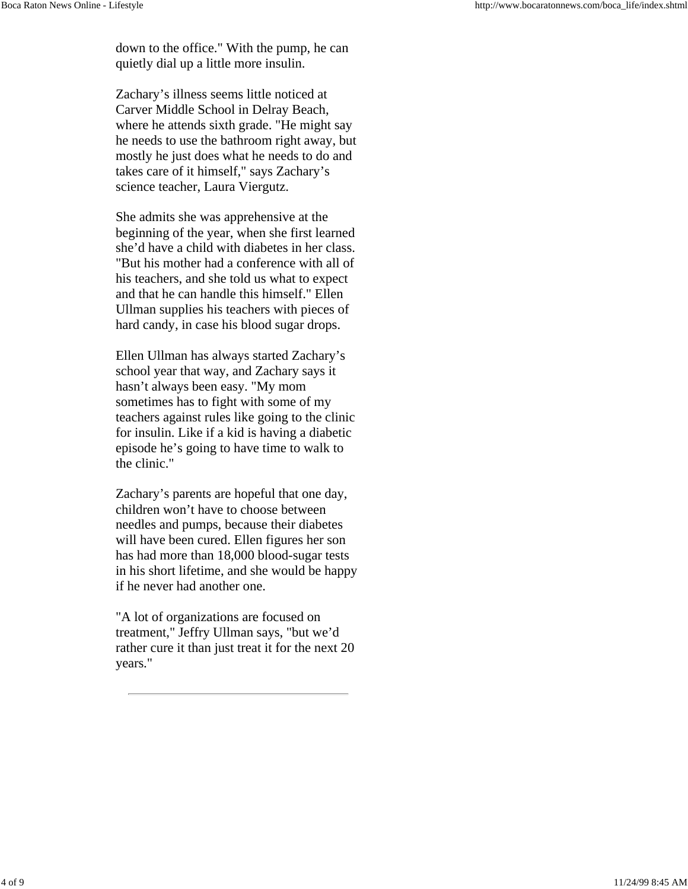down to the office." With the pump, he can quietly dial up a little more insulin.

Zachary’s illness seems little noticed at Carver Middle School in Delray Beach, where he attends sixth grade. "He might say he needs to use the bathroom right away, but mostly he just does what he needs to do and takes care of it himself," says Zachary’s science teacher, Laura Viergutz.

She admits she was apprehensive at the beginning of the year, when she first learned she’d have a child with diabetes in her class. "But his mother had a conference with all of his teachers, and she told us what to expect and that he can handle this himself." Ellen Ullman supplies his teachers with pieces of hard candy, in case his blood sugar drops.

Ellen Ullman has always started Zachary’s school year that way, and Zachary says it hasn’t always been easy. "My mom sometimes has to fight with some of my teachers against rules like going to the clinic for insulin. Like if a kid is having a diabetic episode he’s going to have time to walk to the clinic."

Zachary’s parents are hopeful that one day, children won’t have to choose between needles and pumps, because their diabetes will have been cured. Ellen figures her son has had more than 18,000 blood-sugar tests in his short lifetime, and she would be happy if he never had another one.

"A lot of organizations are focused on treatment," Jeffry Ullman says, "but we’d rather cure it than just treat it for the next 20 years."

---